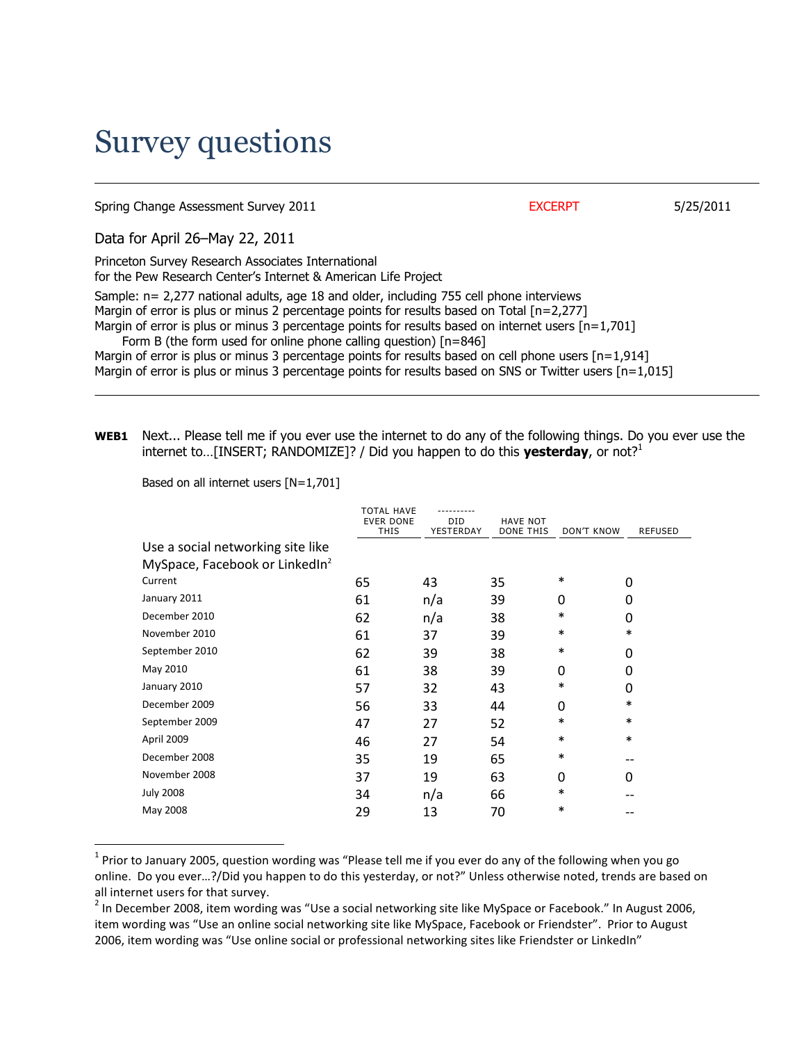# Survey questions

Spring Change Assessment Survey 2011 EXCERPT 5/25/2011

Data for April 26–May 22, 2011

Princeton Survey Research Associates International
for the Pew Research Center's Internet & American Life Project

Sample: n= 2,277 national adults, age 18 and older, including 755 cell phone interviews
Margin of error is plus or minus 2 percentage points for results based on Total [n=2,277]
Margin of error is plus or minus 3 percentage points for results based on internet users [n=1,701]
Form B (the form used for online phone calling question) [n=846]
Margin of error is plus or minus 3 percentage points for results based on cell phone users [n=1,914]
Margin of error is plus or minus 3 percentage points for results based on SNS or Twitter users [n=1,015]

---

**WEB1** Next... Please tell me if you ever use the internet to do any of the following things. Do you ever use the internet to…[INSERT; RANDOMIZE]? / Did you happen to do this **yesterday**, or not?[1]

Based on all internet users [N=1,701]

| | TOTAL HAVE EVER DONE THIS | ---------- DID YESTERDAY | HAVE NOT DONE THIS | DON'T KNOW | REFUSED |
|---|---|---|---|---|---|
| Use a social networking site like MySpace, Facebook or LinkedIn[2] | | | | | |
| Current | 65 | 43 | 35 | * | 0 |
| January 2011 | 61 | n/a | 39 | 0 | 0 |
| December 2010 | 62 | n/a | 38 | * | 0 |
| November 2010 | 61 | 37 | 39 | * | * |
| September 2010 | 62 | 39 | 38 | * | 0 |
| May 2010 | 61 | 38 | 39 | 0 | 0 |
| January 2010 | 57 | 32 | 43 | * | 0 |
| December 2009 | 56 | 33 | 44 | 0 | * |
| September 2009 | 47 | 27 | 52 | * | * |
| April 2009 | 46 | 27 | 54 | * | * |
| December 2008 | 35 | 19 | 65 | * | -- |
| November 2008 | 37 | 19 | 63 | 0 | 0 |
| July 2008 | 34 | n/a | 66 | * | -- |
| May 2008 | 29 | 13 | 70 | * | -- |

[1] Prior to January 2005, question wording was "Please tell me if you ever do any of the following when you go online. Do you ever…?/Did you happen to do this yesterday, or not?" Unless otherwise noted, trends are based on all internet users for that survey.

[2] In December 2008, item wording was "Use a social networking site like MySpace or Facebook." In August 2006, item wording was "Use an online social networking site like MySpace, Facebook or Friendster". Prior to August 2006, item wording was "Use online social or professional networking sites like Friendster or LinkedIn"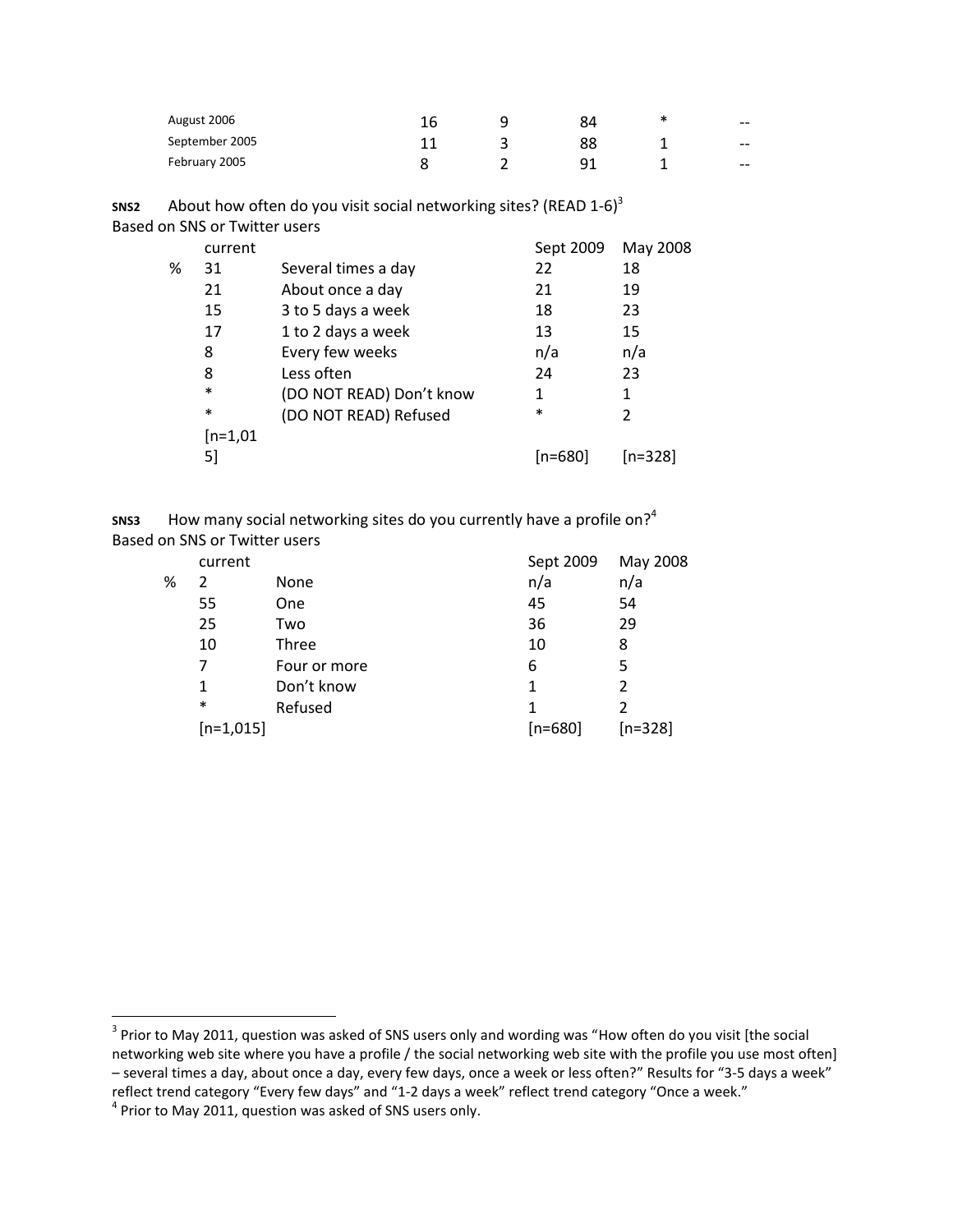| | | | | | |
|---|---|---|---|---|---|
| August 2006 | 16 | 9 | 84 | * | -- |
| September 2005 | 11 | 3 | 88 | 1 | -- |
| February 2005 | 8 | 2 | 91 | 1 | -- |

**SNS2** About how often do you visit social networking sites? (READ 1-6)[3]

Based on SNS or Twitter users

| | current | | Sept 2009 | May 2008 |
|---|---|---|---|---|
| % | 31 | Several times a day | 22 | 18 |
| | 21 | About once a day | 21 | 19 |
| | 15 | 3 to 5 days a week | 18 | 23 |
| | 17 | 1 to 2 days a week | 13 | 15 |
| | 8 | Every few weeks | n/a | n/a |
| | 8 | Less often | 24 | 23 |
| | * | (DO NOT READ) Don't know | 1 | 1 |
| | * | (DO NOT READ) Refused | * | 2 |
| | [n=1,015] | | [n=680] | [n=328] |

**SNS3** How many social networking sites do you currently have a profile on?[4]

Based on SNS or Twitter users

| | current | | Sept 2009 | May 2008 |
|---|---|---|---|---|
| % | 2 | None | n/a | n/a |
| | 55 | One | 45 | 54 |
| | 25 | Two | 36 | 29 |
| | 10 | Three | 10 | 8 |
| | 7 | Four or more | 6 | 5 |
| | 1 | Don't know | 1 | 2 |
| | * | Refused | 1 | 2 |
| | [n=1,015] | | [n=680] | [n=328] |

---

[3] Prior to May 2011, question was asked of SNS users only and wording was "How often do you visit [the social networking web site where you have a profile / the social networking web site with the profile you use most often] – several times a day, about once a day, every few days, once a week or less often?" Results for "3-5 days a week" reflect trend category "Every few days" and "1-2 days a week" reflect trend category "Once a week."

[4] Prior to May 2011, question was asked of SNS users only.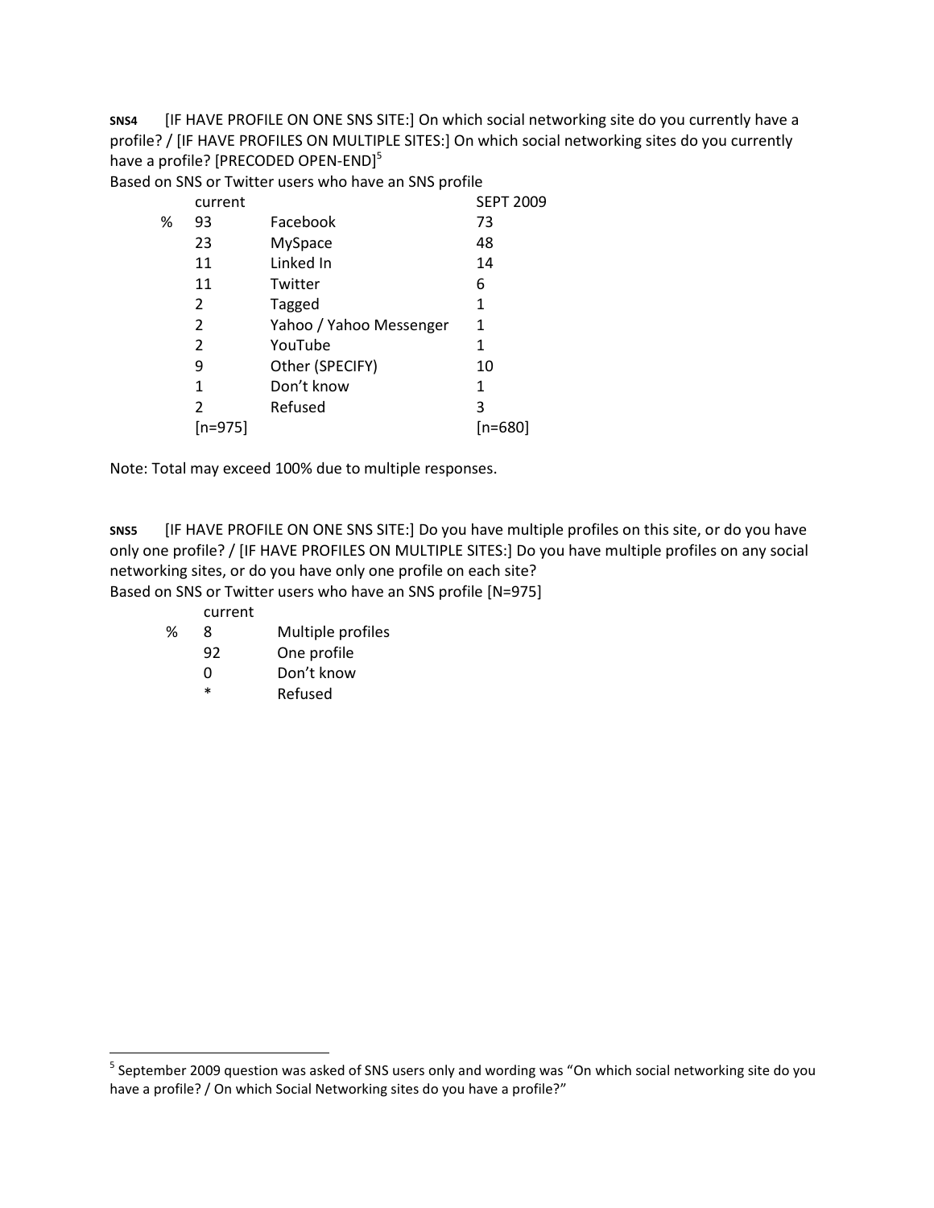**SNS4** [IF HAVE PROFILE ON ONE SNS SITE:] On which social networking site do you currently have a profile? / [IF HAVE PROFILES ON MULTIPLE SITES:] On which social networking sites do you currently have a profile? [PRECODED OPEN-END][5]

Based on SNS or Twitter users who have an SNS profile

| | current | | SEPT 2009 |
|---|---|---|---|
| % | 93 | Facebook | 73 |
| | 23 | MySpace | 48 |
| | 11 | Linked In | 14 |
| | 11 | Twitter | 6 |
| | 2 | Tagged | 1 |
| | 2 | Yahoo / Yahoo Messenger | 1 |
| | 2 | YouTube | 1 |
| | 9 | Other (SPECIFY) | 10 |
| | 1 | Don't know | 1 |
| | 2 | Refused | 3 |
| | [n=975] | | [n=680] |

Note: Total may exceed 100% due to multiple responses.

**SNS5** [IF HAVE PROFILE ON ONE SNS SITE:] Do you have multiple profiles on this site, or do you have only one profile? / [IF HAVE PROFILES ON MULTIPLE SITES:] Do you have multiple profiles on any social networking sites, or do you have only one profile on each site?

Based on SNS or Twitter users who have an SNS profile [N=975]

| | current | |
|---|---|---|
| % | 8 | Multiple profiles |
| | 92 | One profile |
| | 0 | Don't know |
| | * | Refused |

[5] September 2009 question was asked of SNS users only and wording was "On which social networking site do you have a profile? / On which Social Networking sites do you have a profile?"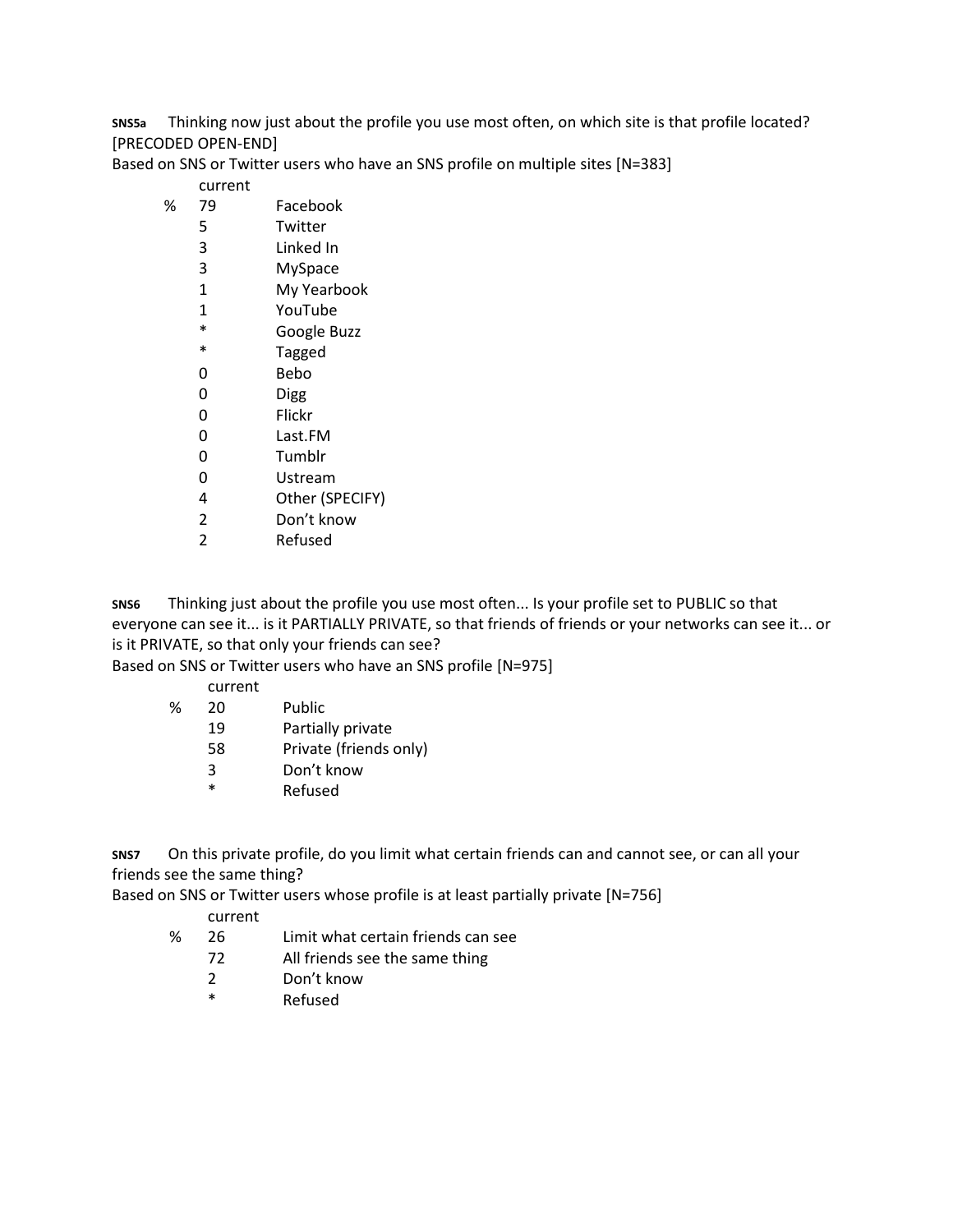**SNS5a** Thinking now just about the profile you use most often, on which site is that profile located? [PRECODED OPEN-END]

Based on SNS or Twitter users who have an SNS profile on multiple sites [N=383]

| | current | |
|---|---|---|
| % | 79 | Facebook |
| | 5 | Twitter |
| | 3 | Linked In |
| | 3 | MySpace |
| | 1 | My Yearbook |
| | 1 | YouTube |
| | * | Google Buzz |
| | * | Tagged |
| | 0 | Bebo |
| | 0 | Digg |
| | 0 | Flickr |
| | 0 | Last.FM |
| | 0 | Tumblr |
| | 0 | Ustream |
| | 4 | Other (SPECIFY) |
| | 2 | Don't know |
| | 2 | Refused |

**SNS6** Thinking just about the profile you use most often... Is your profile set to PUBLIC so that everyone can see it... is it PARTIALLY PRIVATE, so that friends of friends or your networks can see it... or is it PRIVATE, so that only your friends can see?

Based on SNS or Twitter users who have an SNS profile [N=975]

| | current | |
|---|---|---|
| % | 20 | Public |
| | 19 | Partially private |
| | 58 | Private (friends only) |
| | 3 | Don't know |
| | * | Refused |

**SNS7** On this private profile, do you limit what certain friends can and cannot see, or can all your friends see the same thing?

Based on SNS or Twitter users whose profile is at least partially private [N=756]

| | current | |
|---|---|---|
| % | 26 | Limit what certain friends can see |
| | 72 | All friends see the same thing |
| | 2 | Don't know |
| | * | Refused |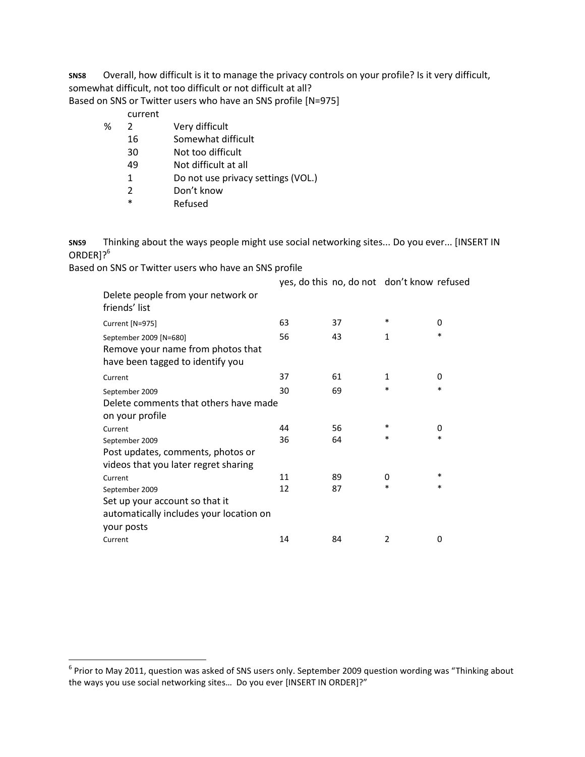**SNS8** Overall, how difficult is it to manage the privacy controls on your profile? Is it very difficult, somewhat difficult, not too difficult or not difficult at all?
Based on SNS or Twitter users who have an SNS profile [N=975]

| | current | |
|---|---|---|
| % | 2 | Very difficult |
| | 16 | Somewhat difficult |
| | 30 | Not too difficult |
| | 49 | Not difficult at all |
| | 1 | Do not use privacy settings (VOL.) |
| | 2 | Don't know |
| | * | Refused |

**SNS9** Thinking about the ways people might use social networking sites... Do you ever... [INSERT IN ORDER]?[6]
Based on SNS or Twitter users who have an SNS profile

| | yes, do this | no, do not | don't know | refused |
|---|---|---|---|---|
| Delete people from your network or friends' list | | | | |
| Current [N=975] | 63 | 37 | * | 0 |
| September 2009 [N=680] | 56 | 43 | 1 | * |
| Remove your name from photos that have been tagged to identify you | | | | |
| Current | 37 | 61 | 1 | 0 |
| September 2009 | 30 | 69 | * | * |
| Delete comments that others have made on your profile | | | | |
| Current | 44 | 56 | * | 0 |
| September 2009 | 36 | 64 | * | * |
| Post updates, comments, photos or videos that you later regret sharing | | | | |
| Current | 11 | 89 | 0 | * |
| September 2009 | 12 | 87 | * | * |
| Set up your account so that it automatically includes your location on your posts | | | | |
| Current | 14 | 84 | 2 | 0 |

[6] Prior to May 2011, question was asked of SNS users only. September 2009 question wording was "Thinking about the ways you use social networking sites… Do you ever [INSERT IN ORDER]?"